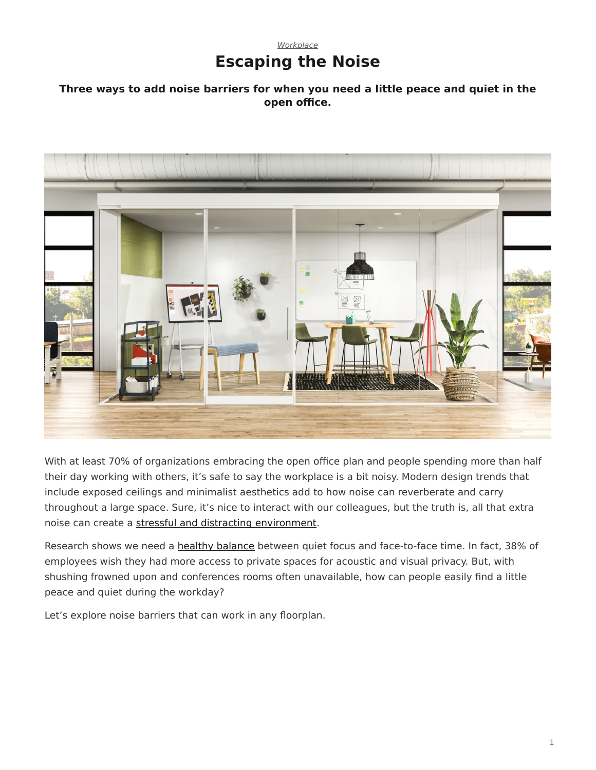*Workplace*

# Escaping the Noise

**Three ways to add noise barriers for when you need a little peace and quiet in the open office.**

With at least 70% of organizations embracing the open office plan and people spending more than half their day working with others, it's safe to say the workplace is a bit noisy. Modern design trends that include exposed ceilings and minimalist aesthetics add to how noise can reverberate and carry throughout a large space. Sure, it's nice to interact with our colleagues, but the truth is, all that extra noise can create a stressful and distracting environment.

Research shows we need a healthy balance between quiet focus and face-to-face time. In fact, 38% of employees wish they had more access to private spaces for acoustic and visual privacy. But, with shushing frowned upon and conferences rooms often unavailable, how can people easily find a little peace and quiet during the workday?

Let's explore noise barriers that can work in any floorplan.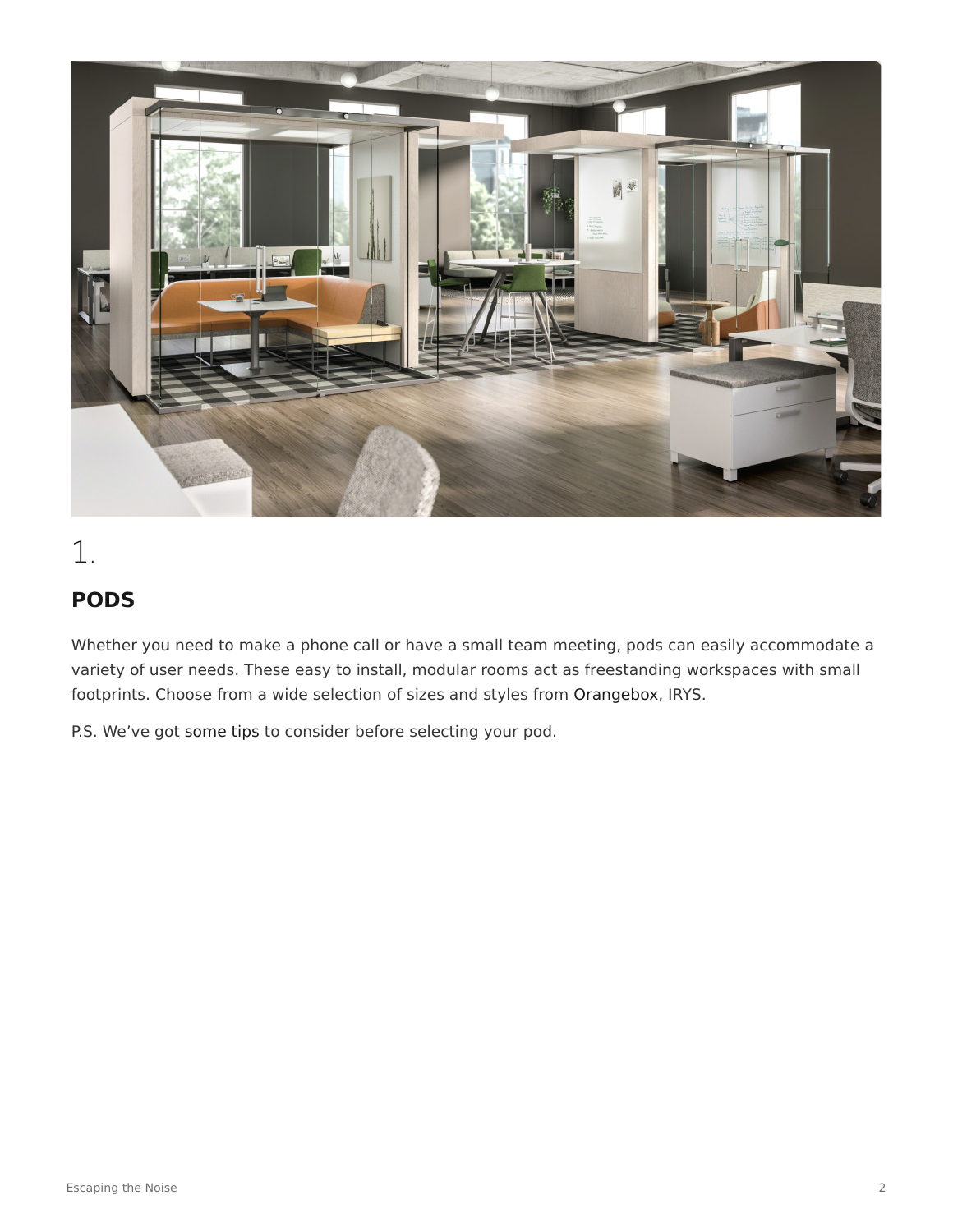1.

## PODS

Whether you need to make a phone call or have a small team meeting, pods can easily accommodate a variety of user needs. These easy to install, modular rooms act as freestanding workspaces with small footprints. Choose from a wide selection of sizes and styles from Orangebox, IRYS.

P.S. We've got some tips to consider before selecting your pod.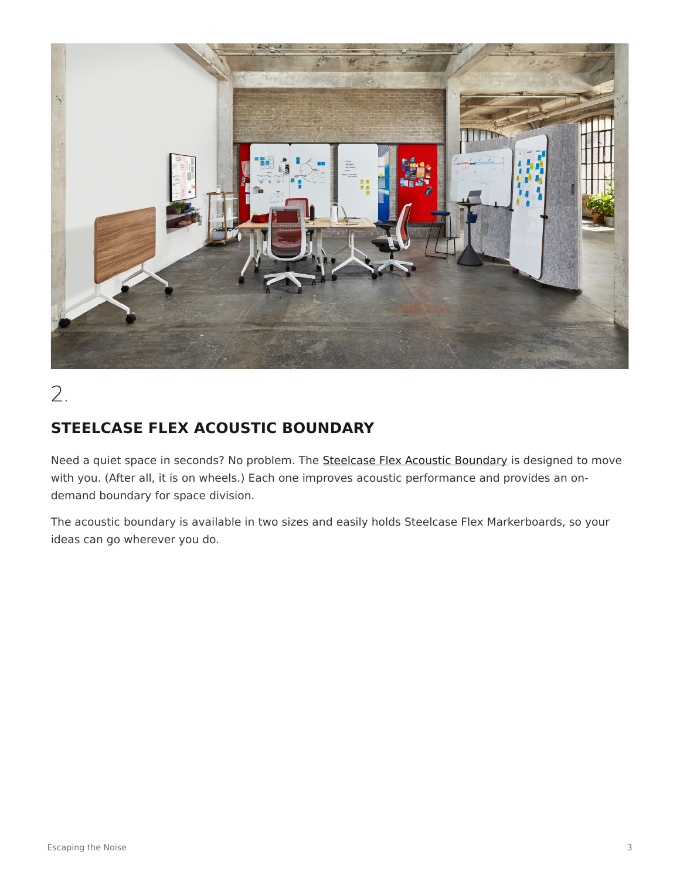2.

## STEELCASE FLEX ACOUSTIC BOUNDARY

Need a quiet space in seconds? No problem. The Steelcase Flex Acoustic Boundary is designed to move with you. (After all, it is on wheels.) Each one improves acoustic performance and provides an on-demand boundary for space division.

The acoustic boundary is available in two sizes and easily holds Steelcase Flex Markerboards, so your ideas can go wherever you do.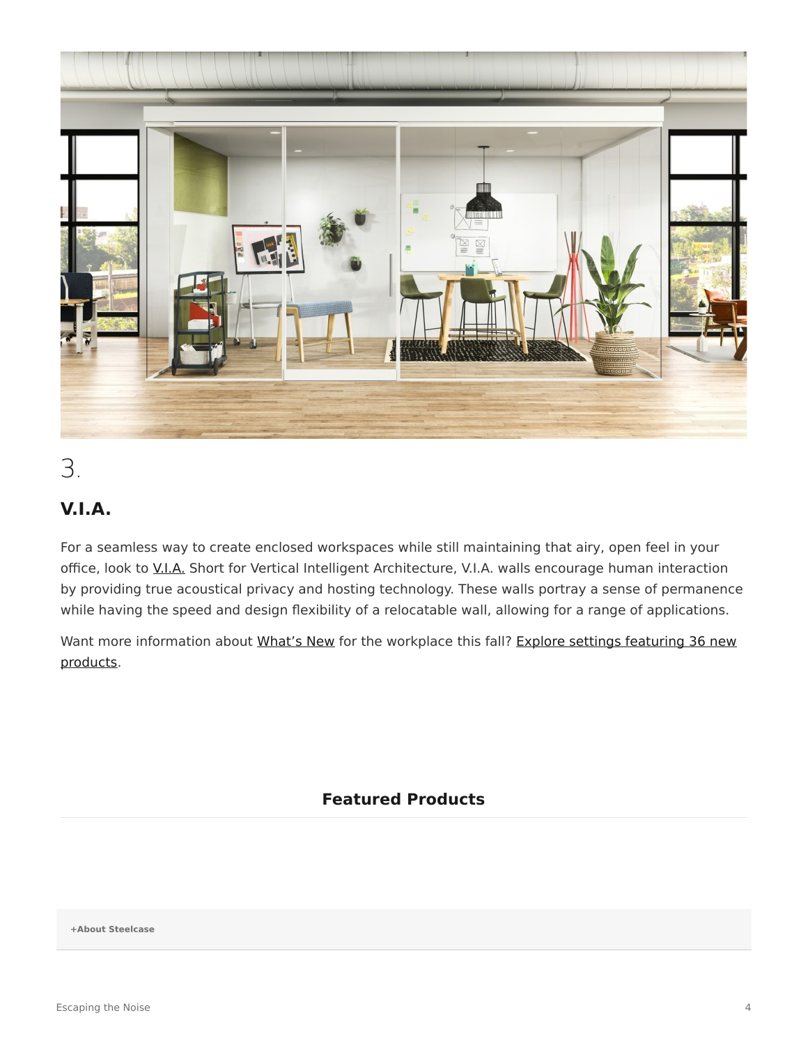3.

## V.I.A.

For a seamless way to create enclosed workspaces while still maintaining that airy, open feel in your office, look to V.I.A. Short for Vertical Intelligent Architecture, V.I.A. walls encourage human interaction by providing true acoustical privacy and hosting technology. These walls portray a sense of permanence while having the speed and design flexibility of a relocatable wall, allowing for a range of applications.

Want more information about What's New for the workplace this fall? Explore settings featuring 36 new products.

### Featured Products

**+About Steelcase**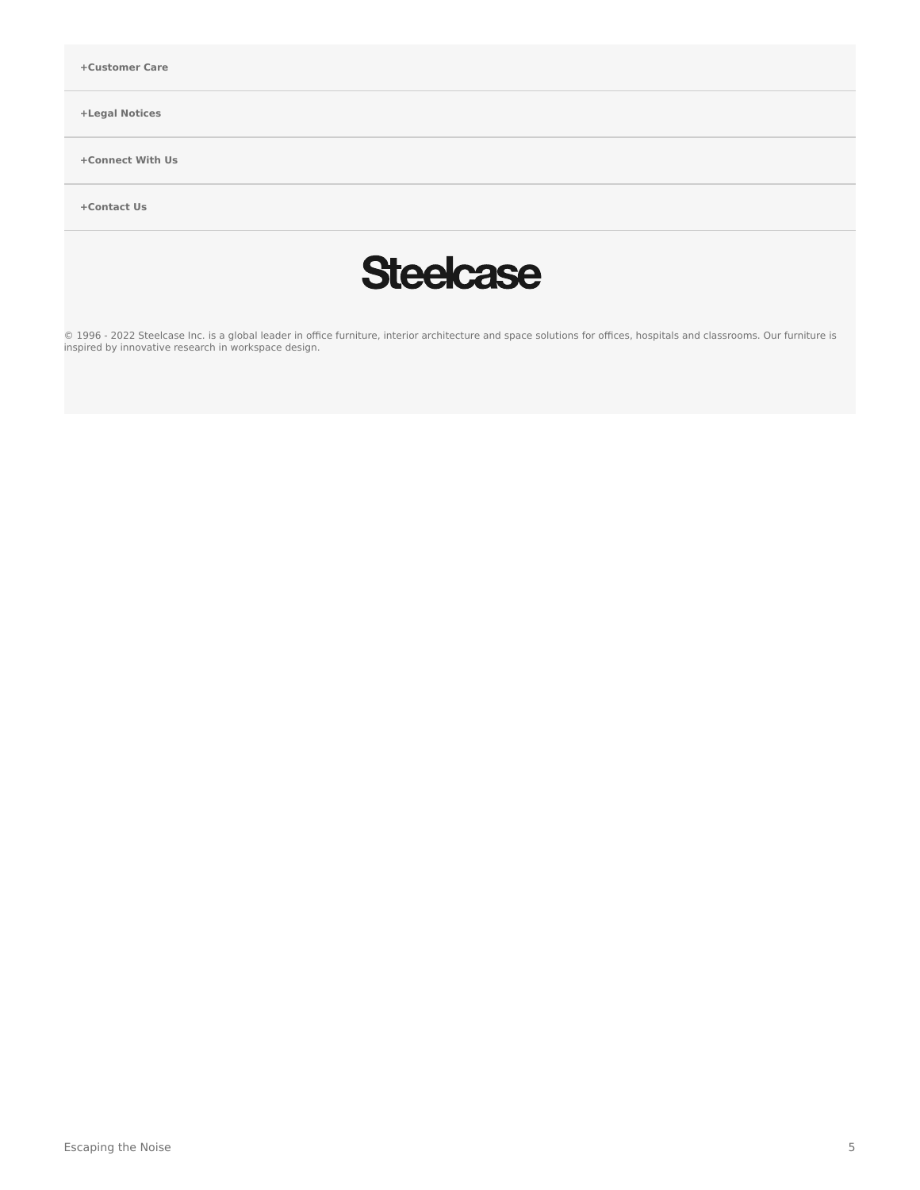**+Customer Care**

**+Legal Notices**

**+Connect With Us**

**+Contact Us**

Steelcase

© 1996 - 2022 Steelcase Inc. is a global leader in office furniture, interior architecture and space solutions for offices, hospitals and classrooms. Our furniture is inspired by innovative research in workspace design.